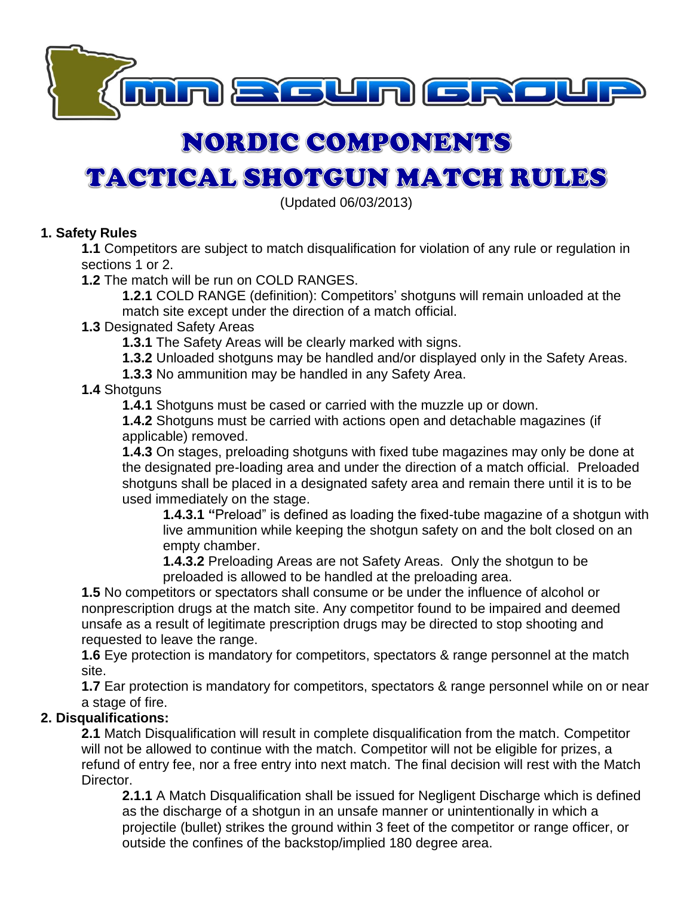MN 3GUN GROUP

# NORDIC COMPONENTS

# TACTICAL SHOTGUN MATCH RULES

(Updated 06/03/2013)

## 1. Safety Rules

**1.1** Competitors are subject to match disqualification for violation of any rule or regulation in sections 1 or 2.

**1.2** The match will be run on COLD RANGES.

**1.2.1** COLD RANGE (definition): Competitors' shotguns will remain unloaded at the match site except under the direction of a match official.

**1.3** Designated Safety Areas

**1.3.1** The Safety Areas will be clearly marked with signs.

**1.3.2** Unloaded shotguns may be handled and/or displayed only in the Safety Areas.

**1.3.3** No ammunition may be handled in any Safety Area.

**1.4** Shotguns

**1.4.1** Shotguns must be cased or carried with the muzzle up or down.

**1.4.2** Shotguns must be carried with actions open and detachable magazines (if applicable) removed.

**1.4.3** On stages, preloading shotguns with fixed tube magazines may only be done at the designated pre-loading area and under the direction of a match official. Preloaded shotguns shall be placed in a designated safety area and remain there until it is to be used immediately on the stage.

**1.4.3.1 "**Preload" is defined as loading the fixed-tube magazine of a shotgun with live ammunition while keeping the shotgun safety on and the bolt closed on an empty chamber.

**1.4.3.2** Preloading Areas are not Safety Areas. Only the shotgun to be preloaded is allowed to be handled at the preloading area.

**1.5** No competitors or spectators shall consume or be under the influence of alcohol or nonprescription drugs at the match site. Any competitor found to be impaired and deemed unsafe as a result of legitimate prescription drugs may be directed to stop shooting and requested to leave the range.

**1.6** Eye protection is mandatory for competitors, spectators & range personnel at the match site.

**1.7** Ear protection is mandatory for competitors, spectators & range personnel while on or near a stage of fire.

## 2. Disqualifications:

**2.1** Match Disqualification will result in complete disqualification from the match. Competitor will not be allowed to continue with the match. Competitor will not be eligible for prizes, a refund of entry fee, nor a free entry into next match. The final decision will rest with the Match Director.

**2.1.1** A Match Disqualification shall be issued for Negligent Discharge which is defined as the discharge of a shotgun in an unsafe manner or unintentionally in which a projectile (bullet) strikes the ground within 3 feet of the competitor or range officer, or outside the confines of the backstop/implied 180 degree area.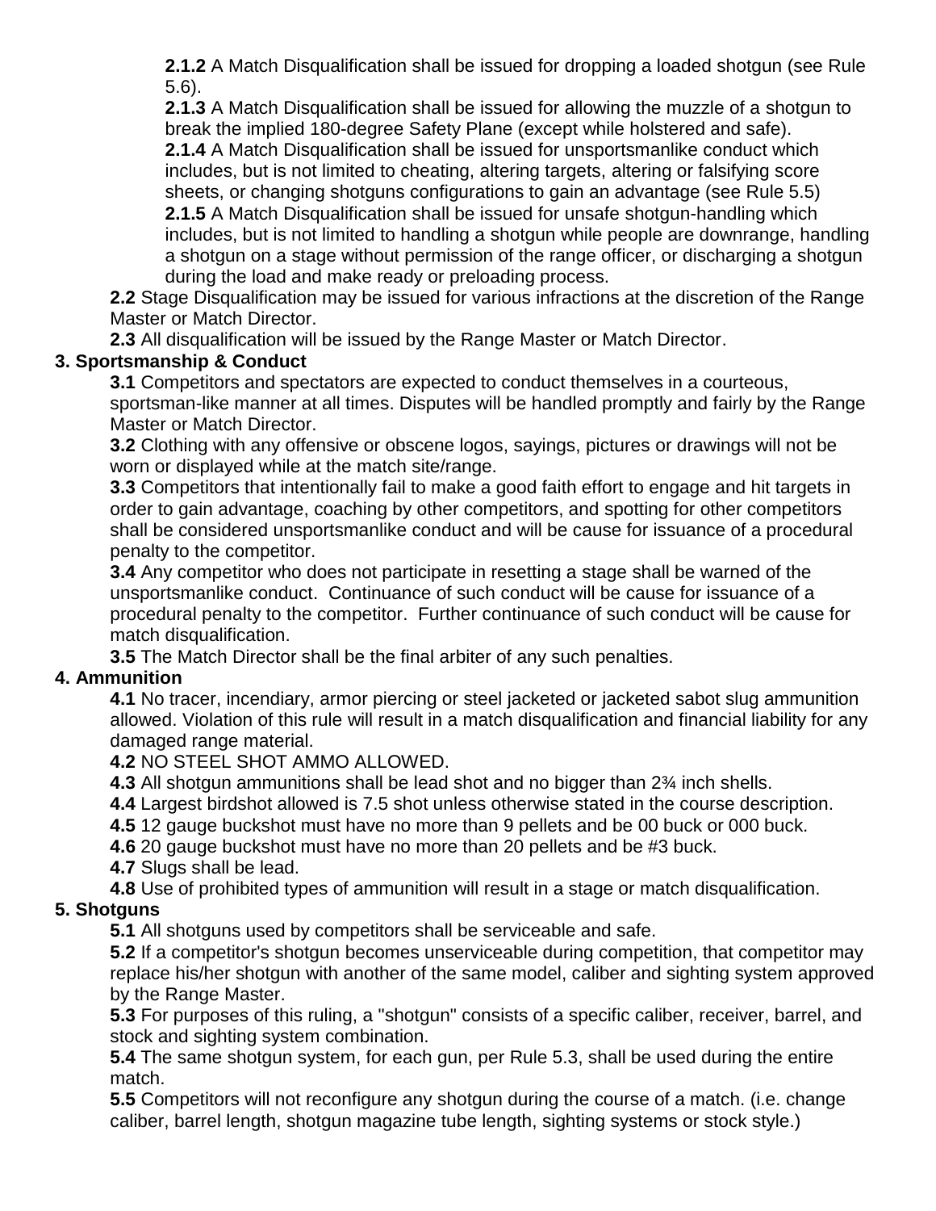**2.1.2** A Match Disqualification shall be issued for dropping a loaded shotgun (see Rule 5.6).

**2.1.3** A Match Disqualification shall be issued for allowing the muzzle of a shotgun to break the implied 180-degree Safety Plane (except while holstered and safe).

**2.1.4** A Match Disqualification shall be issued for unsportsmanlike conduct which includes, but is not limited to cheating, altering targets, altering or falsifying score sheets, or changing shotguns configurations to gain an advantage (see Rule 5.5)

**2.1.5** A Match Disqualification shall be issued for unsafe shotgun-handling which includes, but is not limited to handling a shotgun while people are downrange, handling a shotgun on a stage without permission of the range officer, or discharging a shotgun during the load and make ready or preloading process.

**2.2** Stage Disqualification may be issued for various infractions at the discretion of the Range Master or Match Director.

**2.3** All disqualification will be issued by the Range Master or Match Director.

## 3. Sportsmanship & Conduct

**3.1** Competitors and spectators are expected to conduct themselves in a courteous, sportsman-like manner at all times. Disputes will be handled promptly and fairly by the Range Master or Match Director.

**3.2** Clothing with any offensive or obscene logos, sayings, pictures or drawings will not be worn or displayed while at the match site/range.

**3.3** Competitors that intentionally fail to make a good faith effort to engage and hit targets in order to gain advantage, coaching by other competitors, and spotting for other competitors shall be considered unsportsmanlike conduct and will be cause for issuance of a procedural penalty to the competitor.

**3.4** Any competitor who does not participate in resetting a stage shall be warned of the unsportsmanlike conduct. Continuance of such conduct will be cause for issuance of a procedural penalty to the competitor. Further continuance of such conduct will be cause for match disqualification.

**3.5** The Match Director shall be the final arbiter of any such penalties.

## 4. Ammunition

**4.1** No tracer, incendiary, armor piercing or steel jacketed or jacketed sabot slug ammunition allowed. Violation of this rule will result in a match disqualification and financial liability for any damaged range material.

**4.2** NO STEEL SHOT AMMO ALLOWED.

**4.3** All shotgun ammunitions shall be lead shot and no bigger than 2¾ inch shells.

**4.4** Largest birdshot allowed is 7.5 shot unless otherwise stated in the course description.

**4.5** 12 gauge buckshot must have no more than 9 pellets and be 00 buck or 000 buck.

**4.6** 20 gauge buckshot must have no more than 20 pellets and be #3 buck.

**4.7** Slugs shall be lead.

**4.8** Use of prohibited types of ammunition will result in a stage or match disqualification.

## 5. Shotguns

**5.1** All shotguns used by competitors shall be serviceable and safe.

**5.2** If a competitor's shotgun becomes unserviceable during competition, that competitor may replace his/her shotgun with another of the same model, caliber and sighting system approved by the Range Master.

**5.3** For purposes of this ruling, a "shotgun" consists of a specific caliber, receiver, barrel, and stock and sighting system combination.

**5.4** The same shotgun system, for each gun, per Rule 5.3, shall be used during the entire match.

**5.5** Competitors will not reconfigure any shotgun during the course of a match. (i.e. change caliber, barrel length, shotgun magazine tube length, sighting systems or stock style.)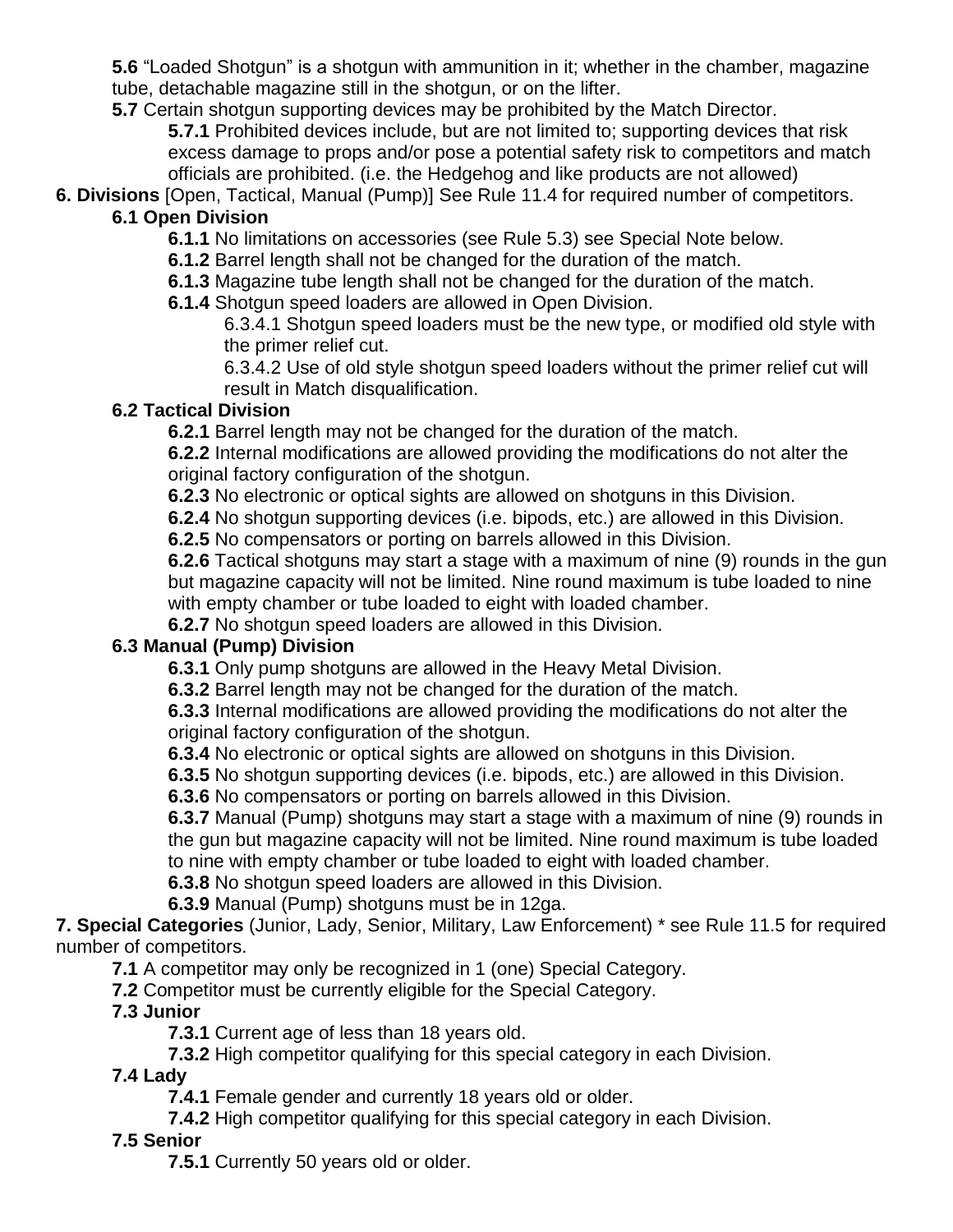**5.6** “Loaded Shotgun” is a shotgun with ammunition in it; whether in the chamber, magazine tube, detachable magazine still in the shotgun, or on the lifter.

**5.7** Certain shotgun supporting devices may be prohibited by the Match Director.

**5.7.1** Prohibited devices include, but are not limited to; supporting devices that risk excess damage to props and/or pose a potential safety risk to competitors and match officials are prohibited. (i.e. the Hedgehog and like products are not allowed)

**6. Divisions** [Open, Tactical, Manual (Pump)] See Rule 11.4 for required number of competitors.

**6.1 Open Division**

**6.1.1** No limitations on accessories (see Rule 5.3) see Special Note below.

**6.1.2** Barrel length shall not be changed for the duration of the match.

**6.1.3** Magazine tube length shall not be changed for the duration of the match.

**6.1.4** Shotgun speed loaders are allowed in Open Division.

6.3.4.1 Shotgun speed loaders must be the new type, or modified old style with the primer relief cut.

6.3.4.2 Use of old style shotgun speed loaders without the primer relief cut will result in Match disqualification.

**6.2 Tactical Division**

**6.2.1** Barrel length may not be changed for the duration of the match.

**6.2.2** Internal modifications are allowed providing the modifications do not alter the original factory configuration of the shotgun.

**6.2.3** No electronic or optical sights are allowed on shotguns in this Division.

**6.2.4** No shotgun supporting devices (i.e. bipods, etc.) are allowed in this Division.

**6.2.5** No compensators or porting on barrels allowed in this Division.

**6.2.6** Tactical shotguns may start a stage with a maximum of nine (9) rounds in the gun but magazine capacity will not be limited. Nine round maximum is tube loaded to nine with empty chamber or tube loaded to eight with loaded chamber.

**6.2.7** No shotgun speed loaders are allowed in this Division.

**6.3 Manual (Pump) Division**

**6.3.1** Only pump shotguns are allowed in the Heavy Metal Division.

**6.3.2** Barrel length may not be changed for the duration of the match.

**6.3.3** Internal modifications are allowed providing the modifications do not alter the original factory configuration of the shotgun.

**6.3.4** No electronic or optical sights are allowed on shotguns in this Division.

**6.3.5** No shotgun supporting devices (i.e. bipods, etc.) are allowed in this Division.

**6.3.6** No compensators or porting on barrels allowed in this Division.

**6.3.7** Manual (Pump) shotguns may start a stage with a maximum of nine (9) rounds in the gun but magazine capacity will not be limited. Nine round maximum is tube loaded to nine with empty chamber or tube loaded to eight with loaded chamber.

**6.3.8** No shotgun speed loaders are allowed in this Division.

**6.3.9** Manual (Pump) shotguns must be in 12ga.

**7. Special Categories** (Junior, Lady, Senior, Military, Law Enforcement) * see Rule 11.5 for required number of competitors.

**7.1** A competitor may only be recognized in 1 (one) Special Category.

**7.2** Competitor must be currently eligible for the Special Category.

**7.3 Junior**

**7.3.1** Current age of less than 18 years old.

**7.3.2** High competitor qualifying for this special category in each Division.

**7.4 Lady**

**7.4.1** Female gender and currently 18 years old or older.

**7.4.2** High competitor qualifying for this special category in each Division.

**7.5 Senior**

**7.5.1** Currently 50 years old or older.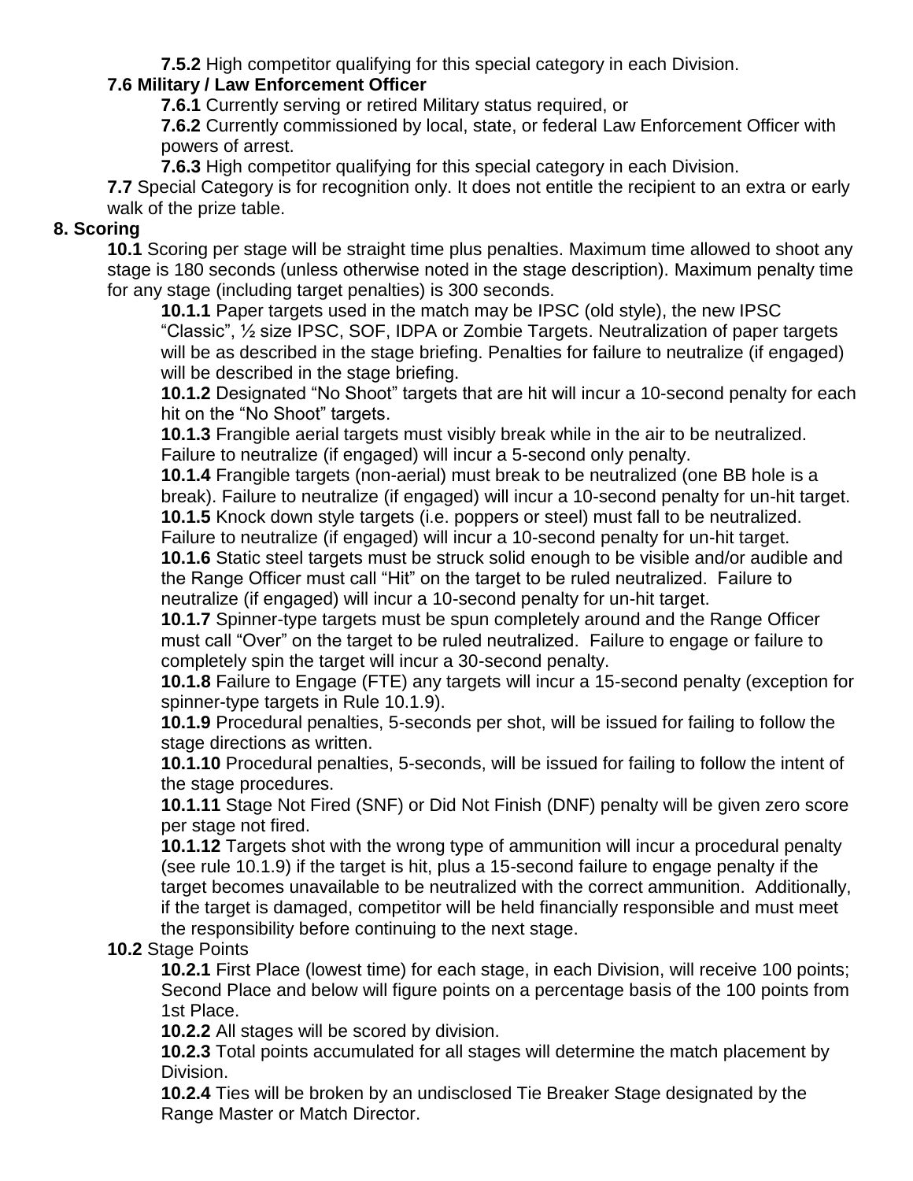**7.5.2** High competitor qualifying for this special category in each Division.

**7.6 Military / Law Enforcement Officer**

**7.6.1** Currently serving or retired Military status required, or

**7.6.2** Currently commissioned by local, state, or federal Law Enforcement Officer with powers of arrest.

**7.6.3** High competitor qualifying for this special category in each Division.

**7.7** Special Category is for recognition only. It does not entitle the recipient to an extra or early walk of the prize table.

## 8. Scoring

**10.1** Scoring per stage will be straight time plus penalties. Maximum time allowed to shoot any stage is 180 seconds (unless otherwise noted in the stage description). Maximum penalty time for any stage (including target penalties) is 300 seconds.

**10.1.1** Paper targets used in the match may be IPSC (old style), the new IPSC "Classic", ½ size IPSC, SOF, IDPA or Zombie Targets. Neutralization of paper targets will be as described in the stage briefing. Penalties for failure to neutralize (if engaged) will be described in the stage briefing.

**10.1.2** Designated "No Shoot" targets that are hit will incur a 10-second penalty for each hit on the "No Shoot" targets.

**10.1.3** Frangible aerial targets must visibly break while in the air to be neutralized. Failure to neutralize (if engaged) will incur a 5-second only penalty.

**10.1.4** Frangible targets (non-aerial) must break to be neutralized (one BB hole is a break). Failure to neutralize (if engaged) will incur a 10-second penalty for un-hit target.

**10.1.5** Knock down style targets (i.e. poppers or steel) must fall to be neutralized. Failure to neutralize (if engaged) will incur a 10-second penalty for un-hit target.

**10.1.6** Static steel targets must be struck solid enough to be visible and/or audible and the Range Officer must call "Hit" on the target to be ruled neutralized. Failure to neutralize (if engaged) will incur a 10-second penalty for un-hit target.

**10.1.7** Spinner-type targets must be spun completely around and the Range Officer must call "Over" on the target to be ruled neutralized. Failure to engage or failure to completely spin the target will incur a 30-second penalty.

**10.1.8** Failure to Engage (FTE) any targets will incur a 15-second penalty (exception for spinner-type targets in Rule 10.1.9).

**10.1.9** Procedural penalties, 5-seconds per shot, will be issued for failing to follow the stage directions as written.

**10.1.10** Procedural penalties, 5-seconds, will be issued for failing to follow the intent of the stage procedures.

**10.1.11** Stage Not Fired (SNF) or Did Not Finish (DNF) penalty will be given zero score per stage not fired.

**10.1.12** Targets shot with the wrong type of ammunition will incur a procedural penalty (see rule 10.1.9) if the target is hit, plus a 15-second failure to engage penalty if the target becomes unavailable to be neutralized with the correct ammunition. Additionally, if the target is damaged, competitor will be held financially responsible and must meet the responsibility before continuing to the next stage.

**10.2** Stage Points

**10.2.1** First Place (lowest time) for each stage, in each Division, will receive 100 points; Second Place and below will figure points on a percentage basis of the 100 points from 1st Place.

**10.2.2** All stages will be scored by division.

**10.2.3** Total points accumulated for all stages will determine the match placement by Division.

**10.2.4** Ties will be broken by an undisclosed Tie Breaker Stage designated by the Range Master or Match Director.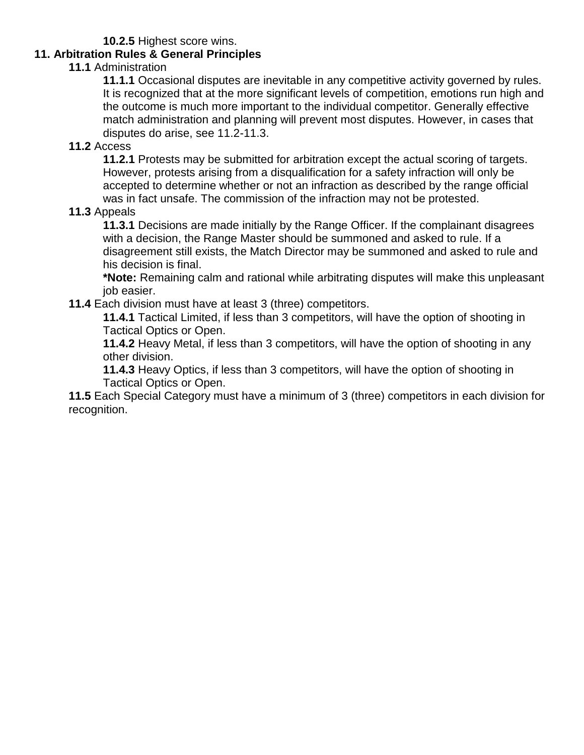**10.2.5** Highest score wins.

## 11. Arbitration Rules & General Principles

**11.1** Administration

**11.1.1** Occasional disputes are inevitable in any competitive activity governed by rules. It is recognized that at the more significant levels of competition, emotions run high and the outcome is much more important to the individual competitor. Generally effective match administration and planning will prevent most disputes. However, in cases that disputes do arise, see 11.2-11.3.

**11.2** Access

**11.2.1** Protests may be submitted for arbitration except the actual scoring of targets. However, protests arising from a disqualification for a safety infraction will only be accepted to determine whether or not an infraction as described by the range official was in fact unsafe. The commission of the infraction may not be protested.

**11.3** Appeals

**11.3.1** Decisions are made initially by the Range Officer. If the complainant disagrees with a decision, the Range Master should be summoned and asked to rule. If a disagreement still exists, the Match Director may be summoned and asked to rule and his decision is final.

***Note:** Remaining calm and rational while arbitrating disputes will make this unpleasant job easier.

**11.4** Each division must have at least 3 (three) competitors.

**11.4.1** Tactical Limited, if less than 3 competitors, will have the option of shooting in Tactical Optics or Open.

**11.4.2** Heavy Metal, if less than 3 competitors, will have the option of shooting in any other division.

**11.4.3** Heavy Optics, if less than 3 competitors, will have the option of shooting in Tactical Optics or Open.

**11.5** Each Special Category must have a minimum of 3 (three) competitors in each division for recognition.